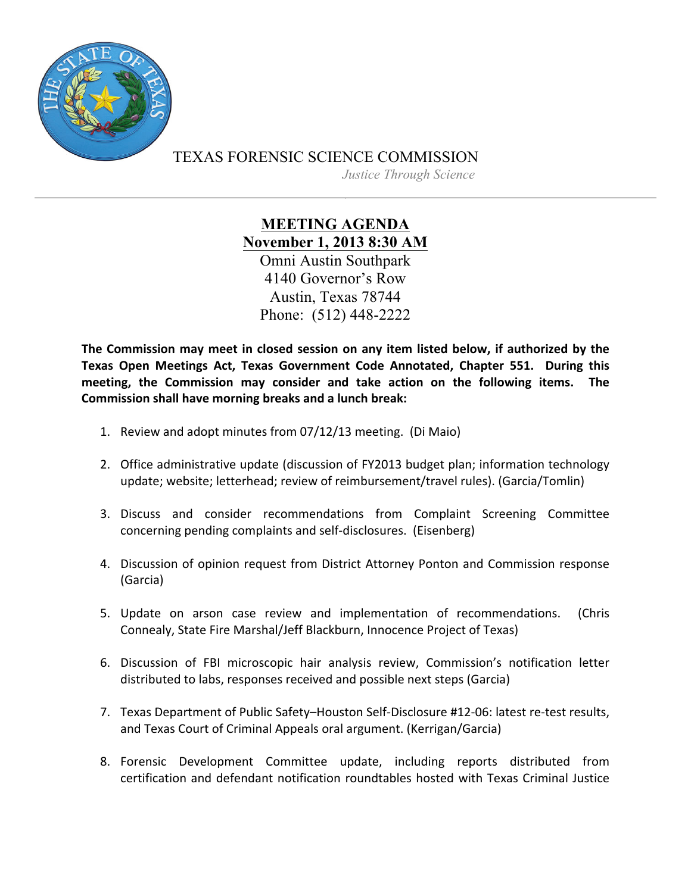TEXAS FORENSIC SCIENCE COMMISSION

*Justice Through Science*

---

## MEETING AGENDA

**November 1, 2013 8:30 AM**

Omni Austin Southpark
4140 Governor's Row
Austin, Texas 78744
Phone: (512) 448-2222

**The Commission may meet in closed session on any item listed below, if authorized by the Texas Open Meetings Act, Texas Government Code Annotated, Chapter 551. During this meeting, the Commission may consider and take action on the following items. The Commission shall have morning breaks and a lunch break:**

1. Review and adopt minutes from 07/12/13 meeting. (Di Maio)

2. Office administrative update (discussion of FY2013 budget plan; information technology update; website; letterhead; review of reimbursement/travel rules). (Garcia/Tomlin)

3. Discuss and consider recommendations from Complaint Screening Committee concerning pending complaints and self-disclosures. (Eisenberg)

4. Discussion of opinion request from District Attorney Ponton and Commission response (Garcia)

5. Update on arson case review and implementation of recommendations. (Chris Connealy, State Fire Marshal/Jeff Blackburn, Innocence Project of Texas)

6. Discussion of FBI microscopic hair analysis review, Commission's notification letter distributed to labs, responses received and possible next steps (Garcia)

7. Texas Department of Public Safety–Houston Self-Disclosure #12-06: latest re-test results, and Texas Court of Criminal Appeals oral argument. (Kerrigan/Garcia)

8. Forensic Development Committee update, including reports distributed from certification and defendant notification roundtables hosted with Texas Criminal Justice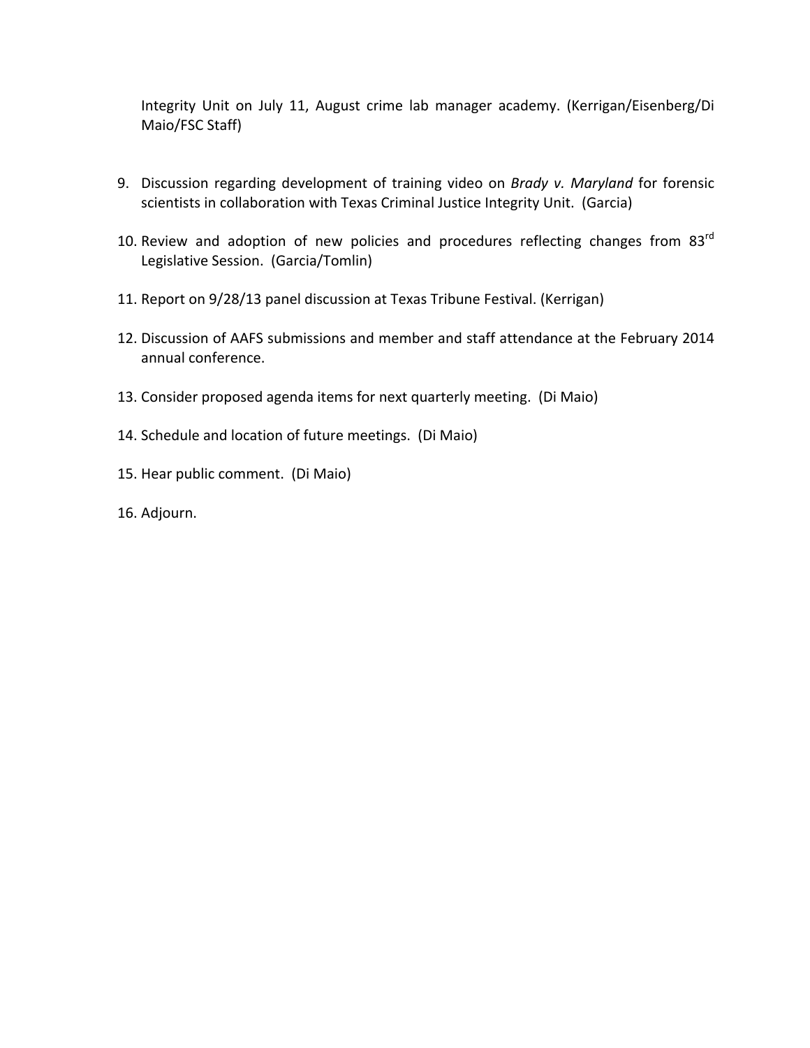Integrity Unit on July 11, August crime lab manager academy. (Kerrigan/Eisenberg/Di Maio/FSC Staff)

9. Discussion regarding development of training video on *Brady v. Maryland* for forensic scientists in collaboration with Texas Criminal Justice Integrity Unit. (Garcia)

10. Review and adoption of new policies and procedures reflecting changes from 83rd Legislative Session. (Garcia/Tomlin)

11. Report on 9/28/13 panel discussion at Texas Tribune Festival. (Kerrigan)

12. Discussion of AAFS submissions and member and staff attendance at the February 2014 annual conference.

13. Consider proposed agenda items for next quarterly meeting. (Di Maio)

14. Schedule and location of future meetings. (Di Maio)

15. Hear public comment. (Di Maio)

16. Adjourn.